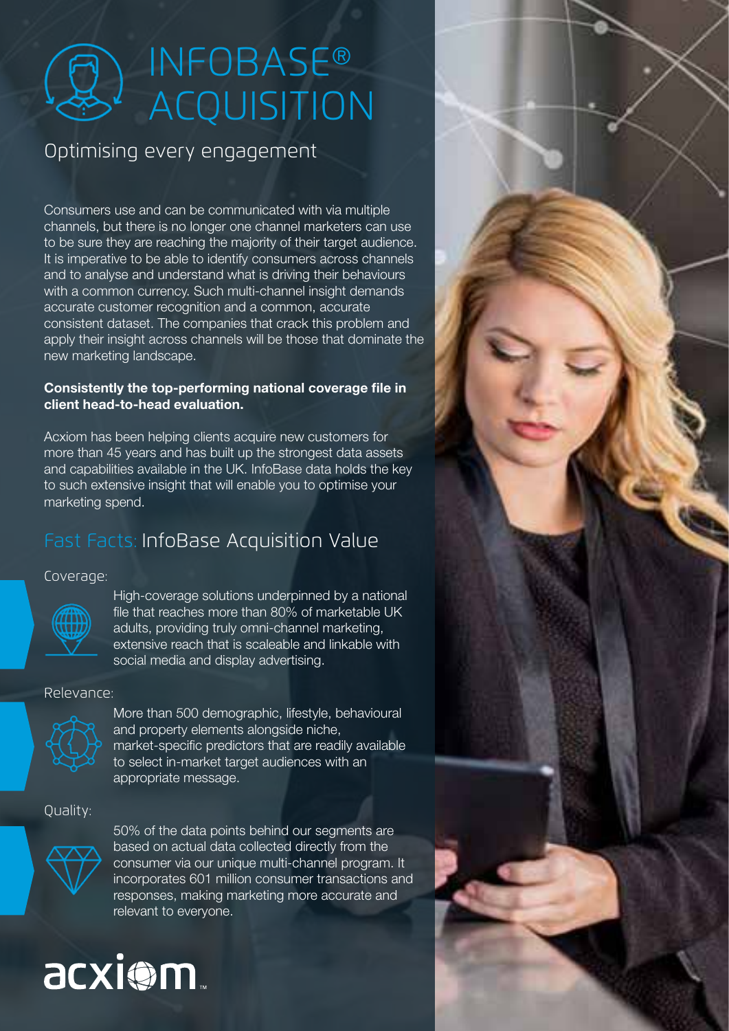# INFOBASE® ACQUISITION

## Optimising every engagement

Consumers use and can be communicated with via multiple channels, but there is no longer one channel marketers can use to be sure they are reaching the majority of their target audience. It is imperative to be able to identify consumers across channels and to analyse and understand what is driving their behaviours with a common currency. Such multi-channel insight demands accurate customer recognition and a common, accurate consistent dataset. The companies that crack this problem and apply their insight across channels will be those that dominate the new marketing landscape.

**Consistently the top-performing national coverage file in client head-to-head evaluation.**

Acxiom has been helping clients acquire new customers for more than 45 years and has built up the strongest data assets and capabilities available in the UK. InfoBase data holds the key to such extensive insight that will enable you to optimise your marketing spend.

## Fast Facts: InfoBase Acquisition Value

### Coverage:

High-coverage solutions underpinned by a national file that reaches more than 80% of marketable UK adults, providing truly omni-channel marketing, extensive reach that is scaleable and linkable with social media and display advertising.

### Relevance:

More than 500 demographic, lifestyle, behavioural and property elements alongside niche, market-specific predictors that are readily available to select in-market target audiences with an appropriate message.

### Quality:

50% of the data points behind our segments are based on actual data collected directly from the consumer via our unique multi-channel program. It incorporates 601 million consumer transactions and responses, making marketing more accurate and relevant to everyone.

acxiom™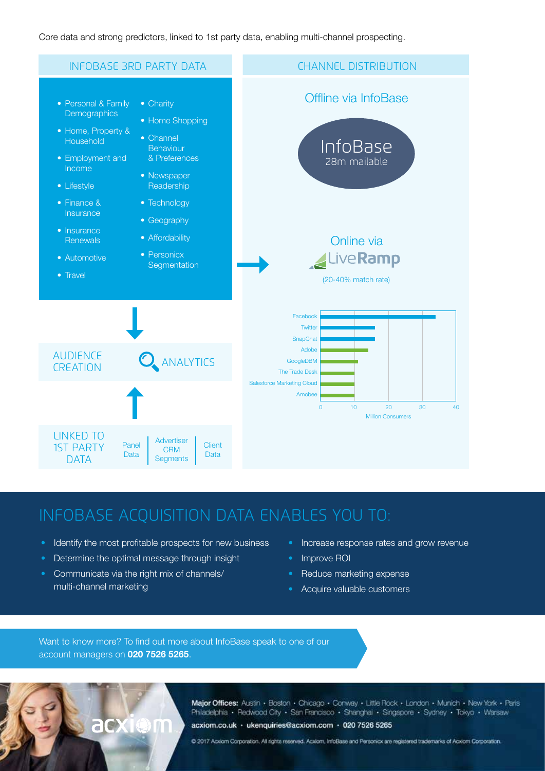Core data and strong predictors, linked to 1st party data, enabling multi-channel prospecting.

## INFOBASE 3RD PARTY DATA

- Personal & Family Demographics
- Home, Property & Household
- Employment and Income
- Lifestyle
- Finance & Insurance
- Insurance Renewals
- Automotive
- Travel
- Charity
- Home Shopping
- Channel Behaviour & Preferences
- Newspaper Readership
- Technology
- Geography
- Affordability
- Personicx Segmentation

## CHANNEL DISTRIBUTION

### Offline via InfoBase

InfoBase
28m mailable

### Online via LiveRamp

(20-40% match rate)

Facebook
Twitter
SnapChat
Adobe
GoogleDBM
The Trade Desk
Salesforce Marketing Cloud
Amobee

0 10 20 30 40
Million Consumers

AUDIENCE CREATION

ANALYTICS

LINKED TO 1ST PARTY DATA

Panel Data | Advertiser CRM Segments | Client Data

## INFOBASE ACQUISITION DATA ENABLES YOU TO:

- Identify the most profitable prospects for new business
- Determine the optimal message through insight
- Communicate via the right mix of channels/ multi-channel marketing
- Increase response rates and grow revenue
- Improve ROI
- Reduce marketing expense
- Acquire valuable customers

Want to know more? To find out more about InfoBase speak to one of our account managers on **020 7526 5265**.

acxiom

**Major Offices:** Austin • Boston • Chicago • Conway • Little Rock • London • Munich • New York • Paris Philadelphia • Redwood City • San Francisco • Shanghai • Singapore • Sydney • Tokyo • Warsaw

**acxiom.co.uk • ukenquiries@acxiom.com • 020 7526 5265**

© 2017 Acxiom Corporation. All rights reserved. Acxiom, InfoBase and Personicx are registered trademarks of Acxiom Corporation.